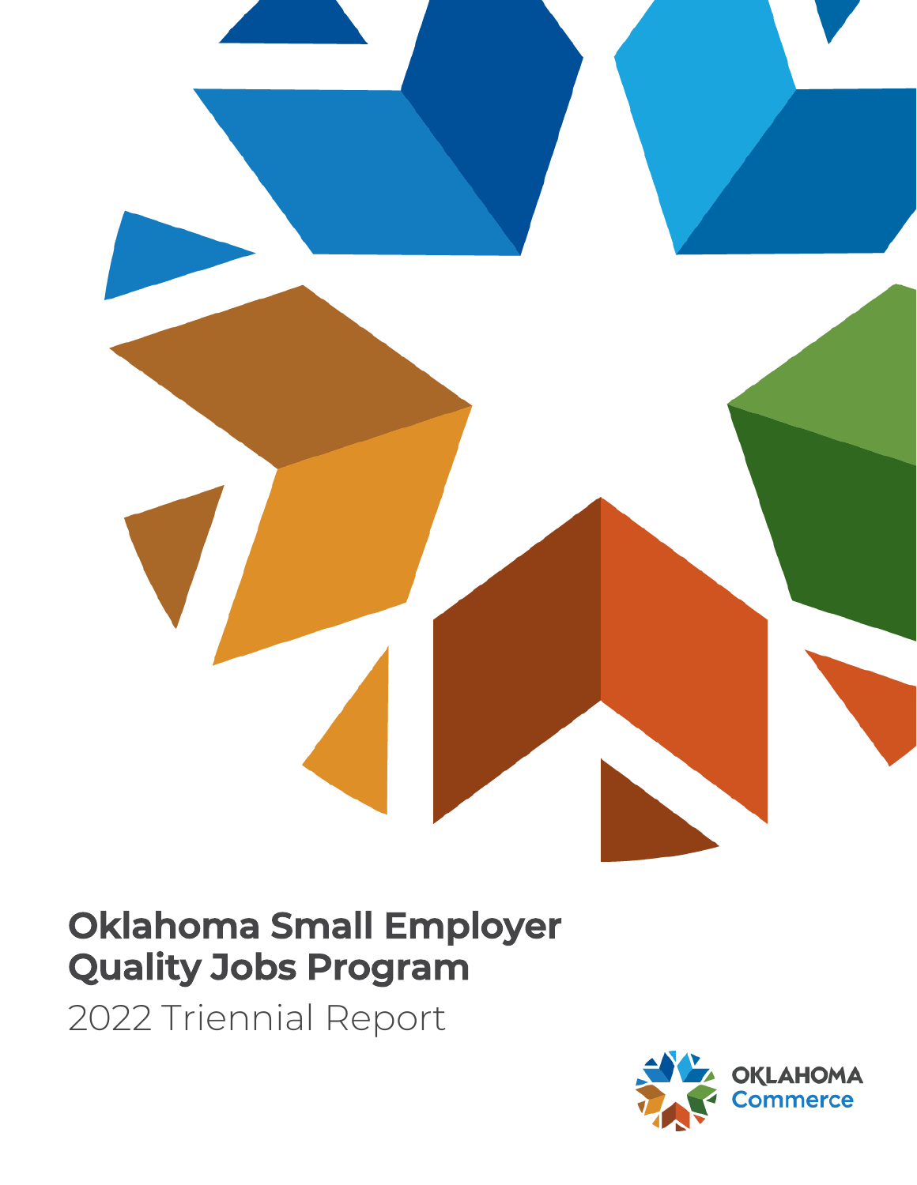# Oklahoma Small Employer Quality Jobs Program

2022 Triennial Report

OKLAHOMA Commerce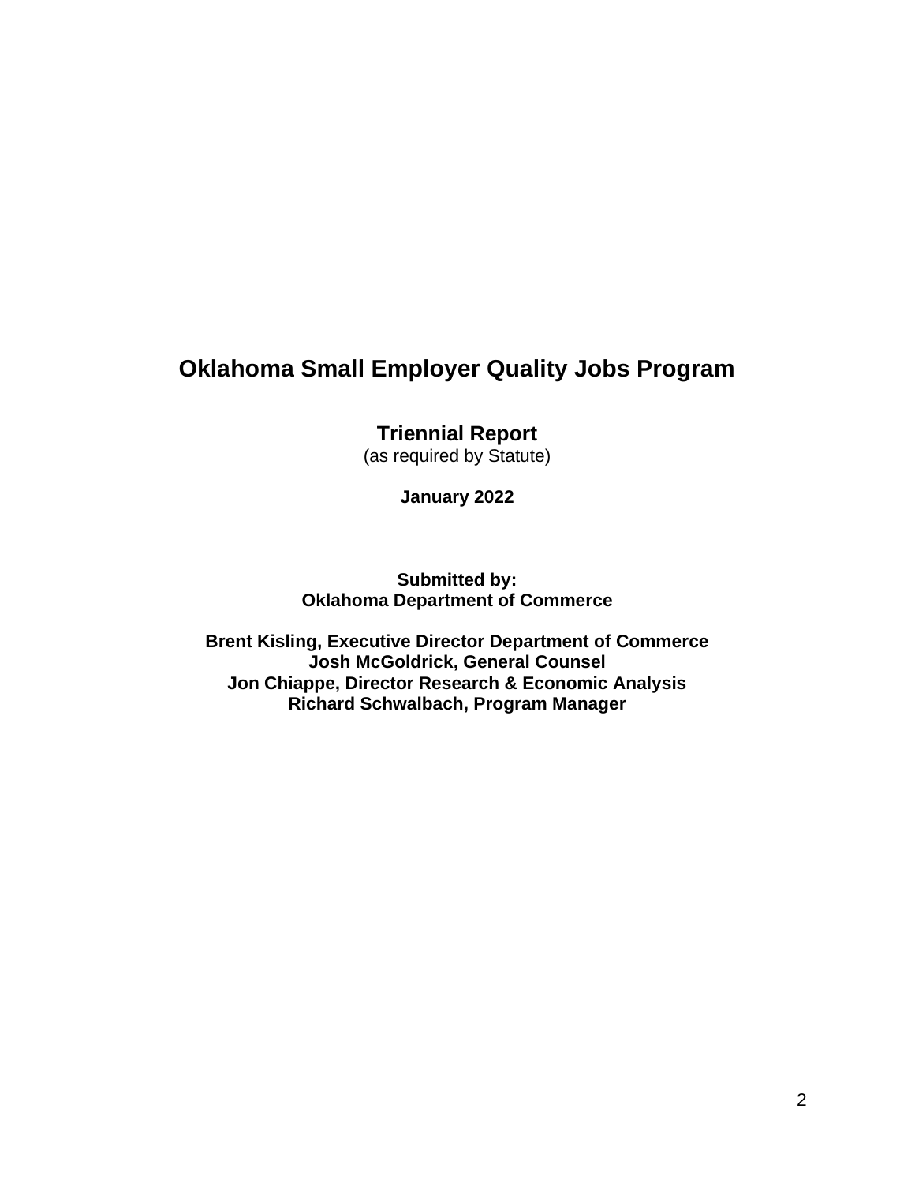# Oklahoma Small Employer Quality Jobs Program

## Triennial Report

(as required by Statute)

**January 2022**

**Submitted by:**
**Oklahoma Department of Commerce**

**Brent Kisling, Executive Director Department of Commerce**
**Josh McGoldrick, General Counsel**
**Jon Chiappe, Director Research & Economic Analysis**
**Richard Schwalbach, Program Manager**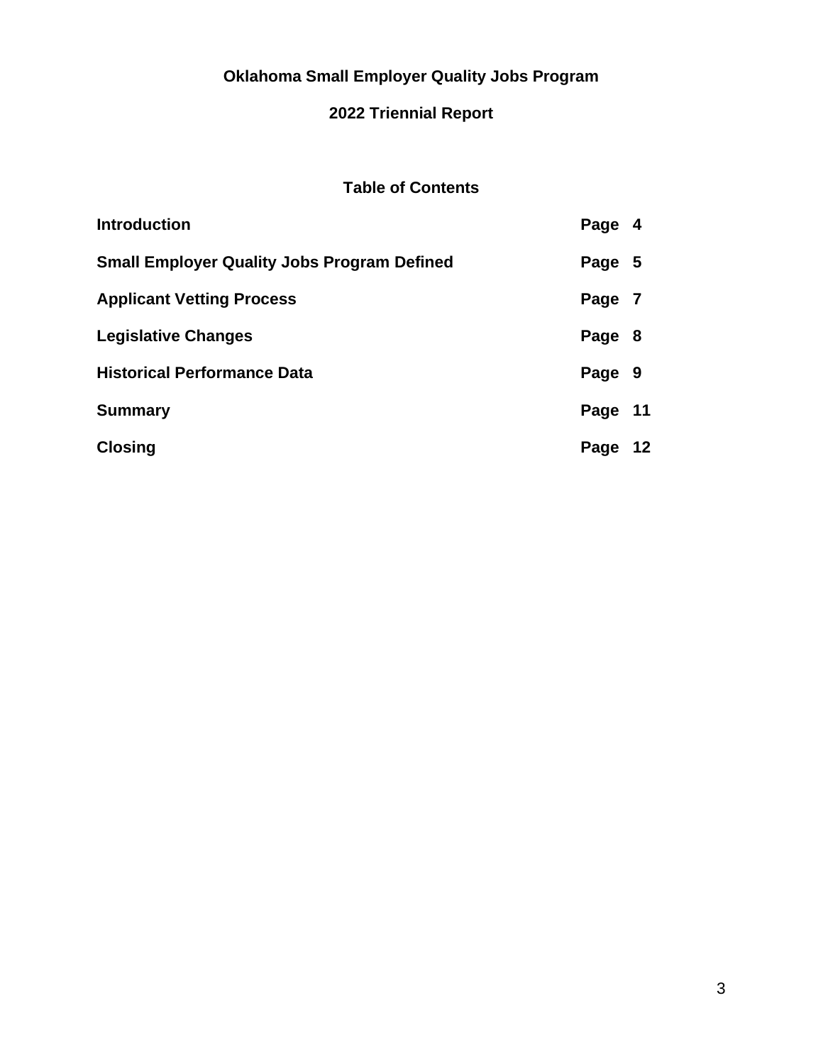# Oklahoma Small Employer Quality Jobs Program

## 2022 Triennial Report

### Table of Contents

| | |
|---|---|
| **Introduction** | **Page 4** |
| **Small Employer Quality Jobs Program Defined** | **Page 5** |
| **Applicant Vetting Process** | **Page 7** |
| **Legislative Changes** | **Page 8** |
| **Historical Performance Data** | **Page 9** |
| **Summary** | **Page 11** |
| **Closing** | **Page 12** |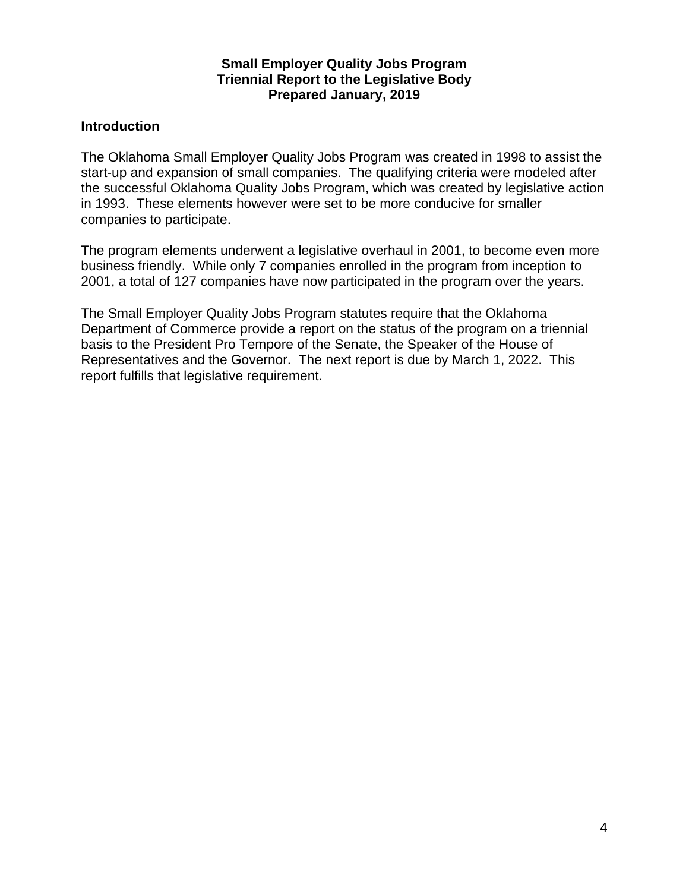**Small Employer Quality Jobs Program**
**Triennial Report to the Legislative Body**
**Prepared January, 2019**

## Introduction

The Oklahoma Small Employer Quality Jobs Program was created in 1998 to assist the start-up and expansion of small companies. The qualifying criteria were modeled after the successful Oklahoma Quality Jobs Program, which was created by legislative action in 1993. These elements however were set to be more conducive for smaller companies to participate.

The program elements underwent a legislative overhaul in 2001, to become even more business friendly. While only 7 companies enrolled in the program from inception to 2001, a total of 127 companies have now participated in the program over the years.

The Small Employer Quality Jobs Program statutes require that the Oklahoma Department of Commerce provide a report on the status of the program on a triennial basis to the President Pro Tempore of the Senate, the Speaker of the House of Representatives and the Governor. The next report is due by March 1, 2022. This report fulfills that legislative requirement.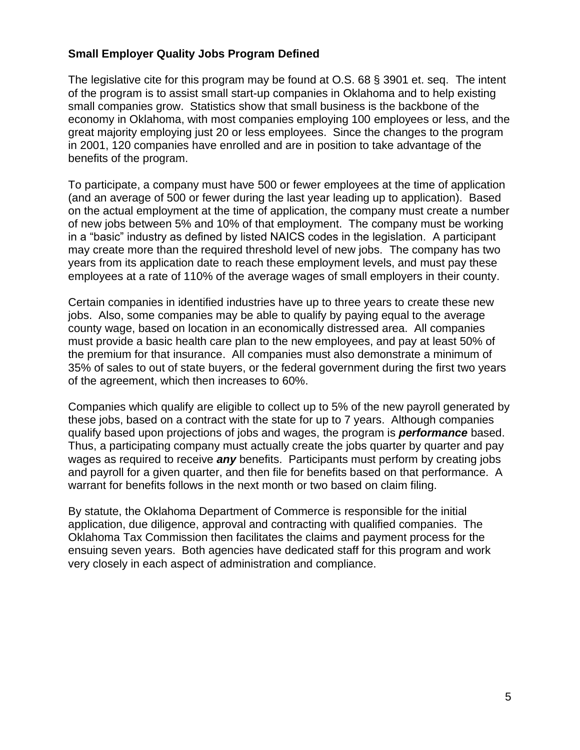**Small Employer Quality Jobs Program Defined**

The legislative cite for this program may be found at O.S. 68 § 3901 et. seq. The intent of the program is to assist small start-up companies in Oklahoma and to help existing small companies grow. Statistics show that small business is the backbone of the economy in Oklahoma, with most companies employing 100 employees or less, and the great majority employing just 20 or less employees. Since the changes to the program in 2001, 120 companies have enrolled and are in position to take advantage of the benefits of the program.

To participate, a company must have 500 or fewer employees at the time of application (and an average of 500 or fewer during the last year leading up to application). Based on the actual employment at the time of application, the company must create a number of new jobs between 5% and 10% of that employment. The company must be working in a "basic" industry as defined by listed NAICS codes in the legislation. A participant may create more than the required threshold level of new jobs. The company has two years from its application date to reach these employment levels, and must pay these employees at a rate of 110% of the average wages of small employers in their county.

Certain companies in identified industries have up to three years to create these new jobs. Also, some companies may be able to qualify by paying equal to the average county wage, based on location in an economically distressed area. All companies must provide a basic health care plan to the new employees, and pay at least 50% of the premium for that insurance. All companies must also demonstrate a minimum of 35% of sales to out of state buyers, or the federal government during the first two years of the agreement, which then increases to 60%.

Companies which qualify are eligible to collect up to 5% of the new payroll generated by these jobs, based on a contract with the state for up to 7 years. Although companies qualify based upon projections of jobs and wages, the program is ***performance*** based. Thus, a participating company must actually create the jobs quarter by quarter and pay wages as required to receive ***any*** benefits. Participants must perform by creating jobs and payroll for a given quarter, and then file for benefits based on that performance. A warrant for benefits follows in the next month or two based on claim filing.

By statute, the Oklahoma Department of Commerce is responsible for the initial application, due diligence, approval and contracting with qualified companies. The Oklahoma Tax Commission then facilitates the claims and payment process for the ensuing seven years. Both agencies have dedicated staff for this program and work very closely in each aspect of administration and compliance.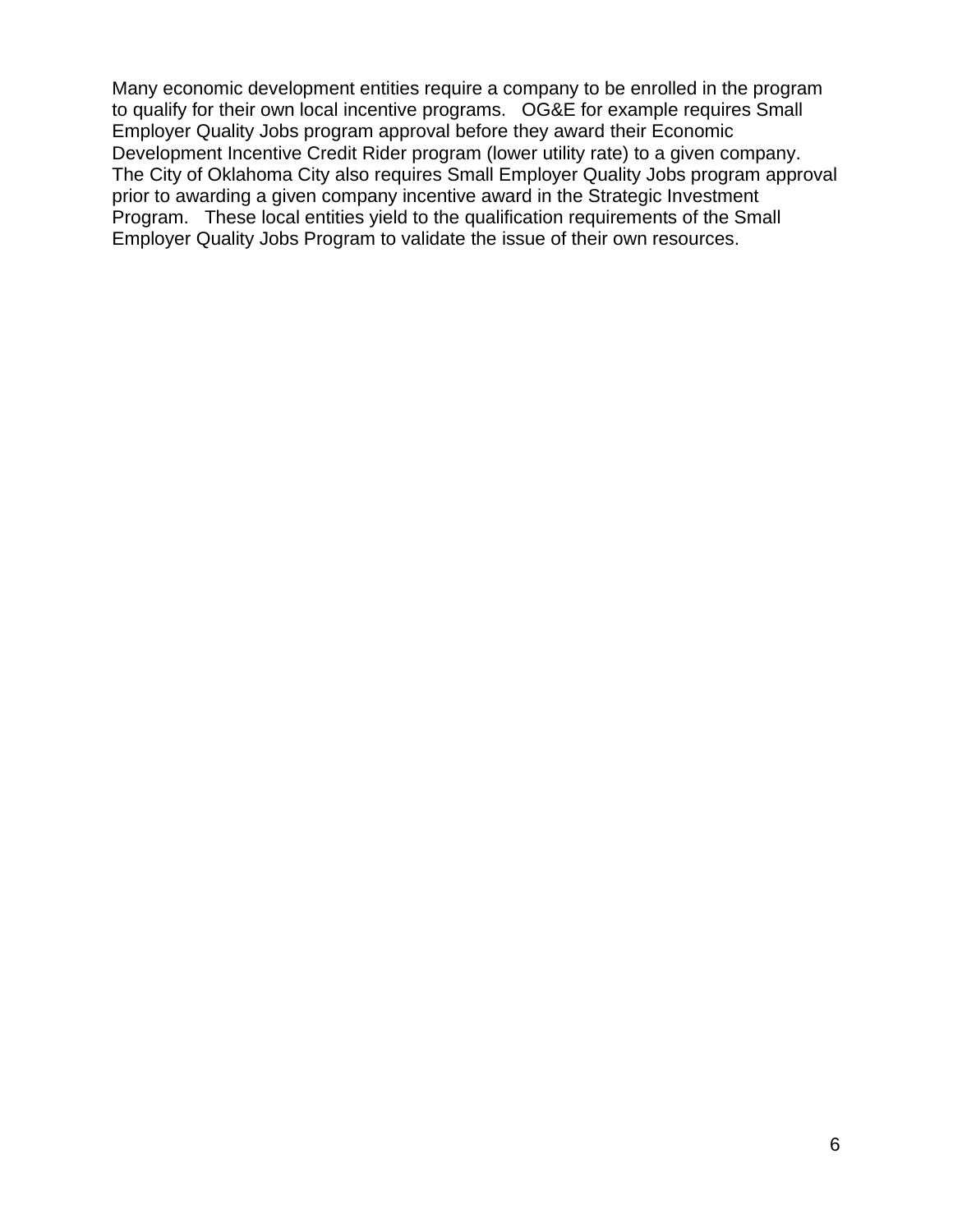Many economic development entities require a company to be enrolled in the program to qualify for their own local incentive programs. OG&E for example requires Small Employer Quality Jobs program approval before they award their Economic Development Incentive Credit Rider program (lower utility rate) to a given company. The City of Oklahoma City also requires Small Employer Quality Jobs program approval prior to awarding a given company incentive award in the Strategic Investment Program. These local entities yield to the qualification requirements of the Small Employer Quality Jobs Program to validate the issue of their own resources.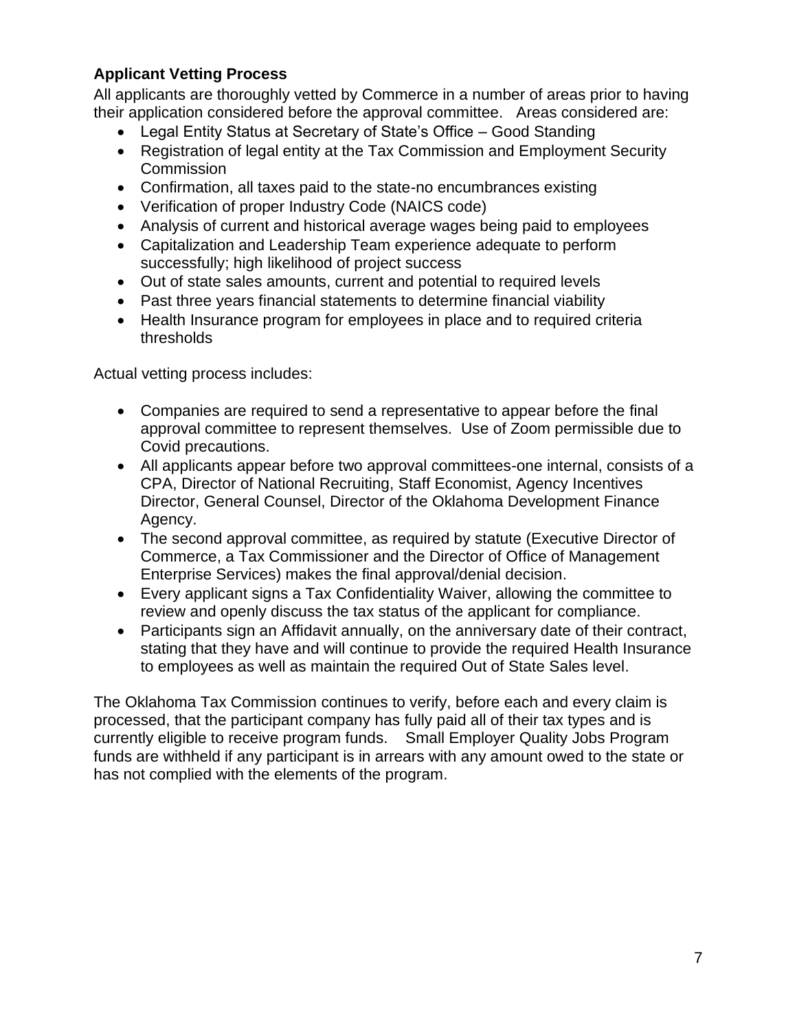**Applicant Vetting Process**

All applicants are thoroughly vetted by Commerce in a number of areas prior to having their application considered before the approval committee. Areas considered are:

- Legal Entity Status at Secretary of State's Office – Good Standing
- Registration of legal entity at the Tax Commission and Employment Security Commission
- Confirmation, all taxes paid to the state-no encumbrances existing
- Verification of proper Industry Code (NAICS code)
- Analysis of current and historical average wages being paid to employees
- Capitalization and Leadership Team experience adequate to perform successfully; high likelihood of project success
- Out of state sales amounts, current and potential to required levels
- Past three years financial statements to determine financial viability
- Health Insurance program for employees in place and to required criteria thresholds

Actual vetting process includes:

- Companies are required to send a representative to appear before the final approval committee to represent themselves. Use of Zoom permissible due to Covid precautions.
- All applicants appear before two approval committees-one internal, consists of a CPA, Director of National Recruiting, Staff Economist, Agency Incentives Director, General Counsel, Director of the Oklahoma Development Finance Agency.
- The second approval committee, as required by statute (Executive Director of Commerce, a Tax Commissioner and the Director of Office of Management Enterprise Services) makes the final approval/denial decision.
- Every applicant signs a Tax Confidentiality Waiver, allowing the committee to review and openly discuss the tax status of the applicant for compliance.
- Participants sign an Affidavit annually, on the anniversary date of their contract, stating that they have and will continue to provide the required Health Insurance to employees as well as maintain the required Out of State Sales level.

The Oklahoma Tax Commission continues to verify, before each and every claim is processed, that the participant company has fully paid all of their tax types and is currently eligible to receive program funds. Small Employer Quality Jobs Program funds are withheld if any participant is in arrears with any amount owed to the state or has not complied with the elements of the program.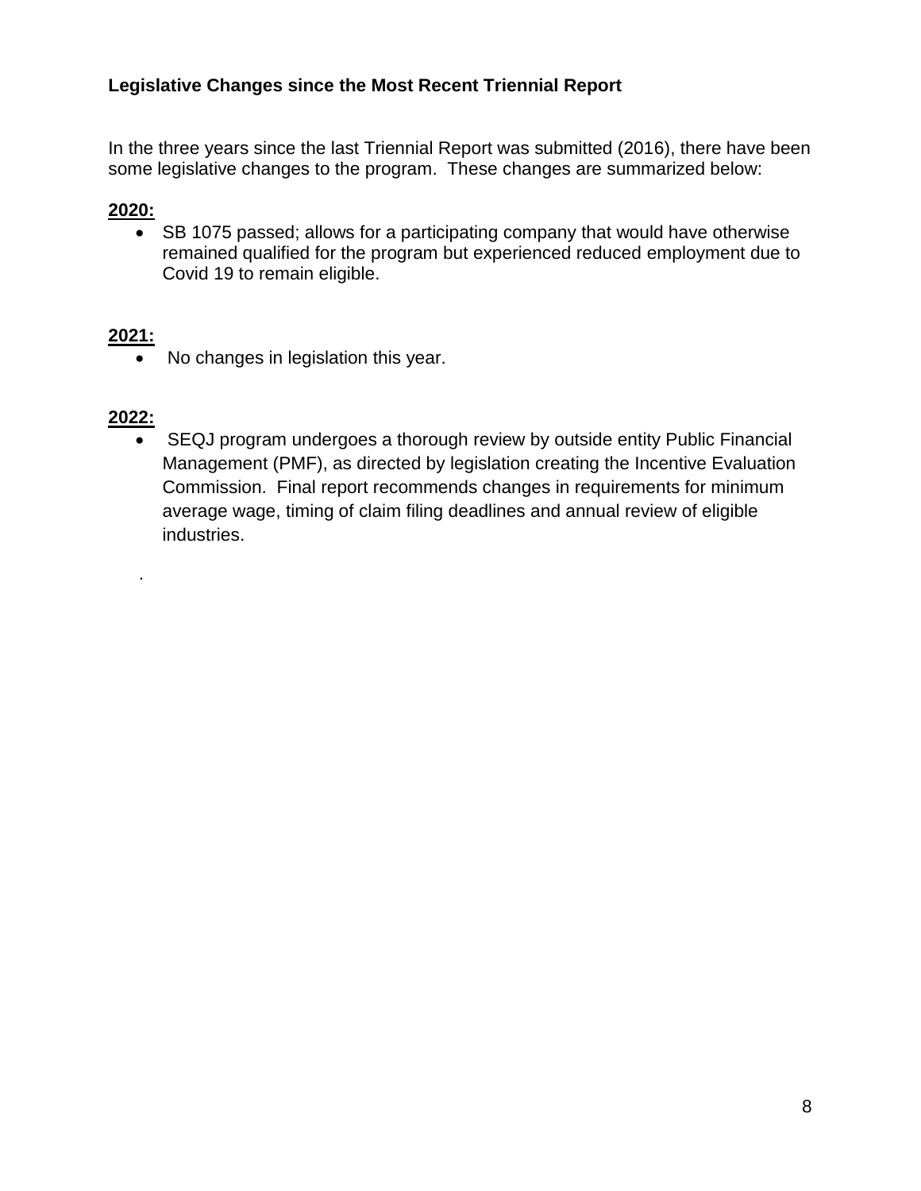**Legislative Changes since the Most Recent Triennial Report**

In the three years since the last Triennial Report was submitted (2016), there have been some legislative changes to the program. These changes are summarized below:

**2020:**

- SB 1075 passed; allows for a participating company that would have otherwise remained qualified for the program but experienced reduced employment due to Covid 19 to remain eligible.

**2021:**

- No changes in legislation this year.

**2022:**

- SEQJ program undergoes a thorough review by outside entity Public Financial Management (PMF), as directed by legislation creating the Incentive Evaluation Commission. Final report recommends changes in requirements for minimum average wage, timing of claim filing deadlines and annual review of eligible industries.

.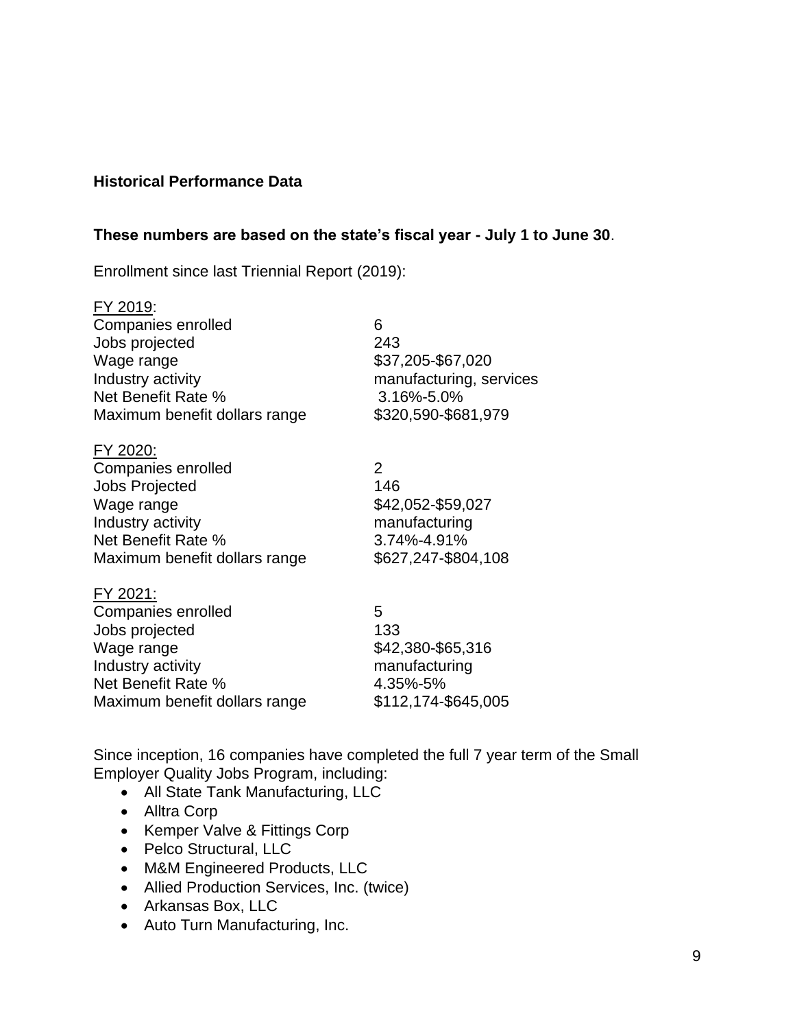**Historical Performance Data**

**These numbers are based on the state's fiscal year - July 1 to June 30**.

Enrollment since last Triennial Report (2019):

FY 2019:

| | |
|---|---|
| Companies enrolled | 6 |
| Jobs projected | 243 |
| Wage range | $37,205-$67,020 |
| Industry activity | manufacturing, services |
| Net Benefit Rate % | 3.16%-5.0% |
| Maximum benefit dollars range | $320,590-$681,979 |

FY 2020:

| | |
|---|---|
| Companies enrolled | 2 |
| Jobs Projected | 146 |
| Wage range | $42,052-$59,027 |
| Industry activity | manufacturing |
| Net Benefit Rate % | 3.74%-4.91% |
| Maximum benefit dollars range | $627,247-$804,108 |

FY 2021:

| | |
|---|---|
| Companies enrolled | 5 |
| Jobs projected | 133 |
| Wage range | $42,380-$65,316 |
| Industry activity | manufacturing |
| Net Benefit Rate % | 4.35%-5% |
| Maximum benefit dollars range | $112,174-$645,005 |

Since inception, 16 companies have completed the full 7 year term of the Small Employer Quality Jobs Program, including:

- All State Tank Manufacturing, LLC
- Alltra Corp
- Kemper Valve & Fittings Corp
- Pelco Structural, LLC
- M&M Engineered Products, LLC
- Allied Production Services, Inc. (twice)
- Arkansas Box, LLC
- Auto Turn Manufacturing, Inc.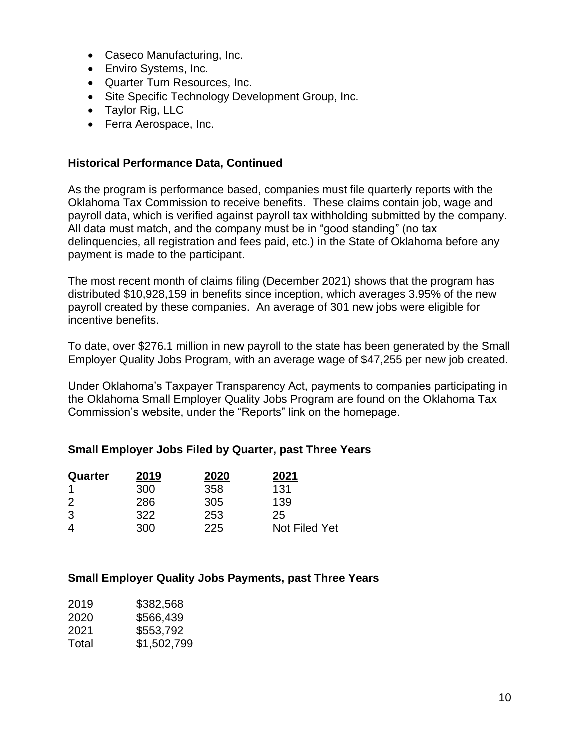- Caseco Manufacturing, Inc.
- Enviro Systems, Inc.
- Quarter Turn Resources, Inc.
- Site Specific Technology Development Group, Inc.
- Taylor Rig, LLC
- Ferra Aerospace, Inc.

### Historical Performance Data, Continued

As the program is performance based, companies must file quarterly reports with the Oklahoma Tax Commission to receive benefits. These claims contain job, wage and payroll data, which is verified against payroll tax withholding submitted by the company. All data must match, and the company must be in "good standing" (no tax delinquencies, all registration and fees paid, etc.) in the State of Oklahoma before any payment is made to the participant.

The most recent month of claims filing (December 2021) shows that the program has distributed $10,928,159 in benefits since inception, which averages 3.95% of the new payroll created by these companies. An average of 301 new jobs were eligible for incentive benefits.

To date, over $276.1 million in new payroll to the state has been generated by the Small Employer Quality Jobs Program, with an average wage of $47,255 per new job created.

Under Oklahoma's Taxpayer Transparency Act, payments to companies participating in the Oklahoma Small Employer Quality Jobs Program are found on the Oklahoma Tax Commission's website, under the "Reports" link on the homepage.

### Small Employer Jobs Filed by Quarter, past Three Years

| Quarter | 2019 | 2020 | 2021 |
|---|---|---|---|
| 1 | 300 | 358 | 131 |
| 2 | 286 | 305 | 139 |
| 3 | 322 | 253 | 25 |
| 4 | 300 | 225 | Not Filed Yet |

### Small Employer Quality Jobs Payments, past Three Years

| | |
|---|---|
| 2019 | $382,568 |
| 2020 | $566,439 |
| 2021 | $553,792 |
| Total | $1,502,799 |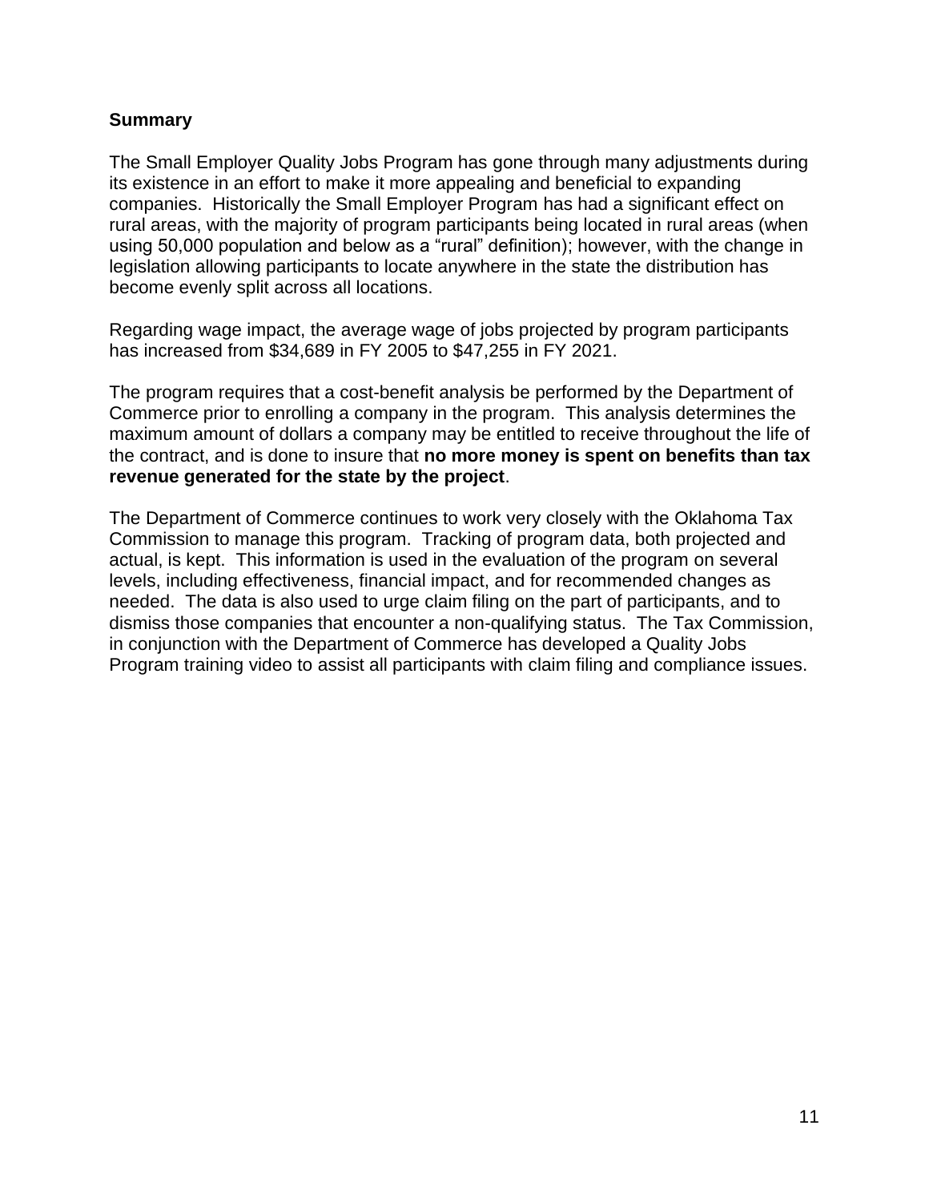## Summary

The Small Employer Quality Jobs Program has gone through many adjustments during its existence in an effort to make it more appealing and beneficial to expanding companies. Historically the Small Employer Program has had a significant effect on rural areas, with the majority of program participants being located in rural areas (when using 50,000 population and below as a "rural" definition); however, with the change in legislation allowing participants to locate anywhere in the state the distribution has become evenly split across all locations.

Regarding wage impact, the average wage of jobs projected by program participants has increased from $34,689 in FY 2005 to $47,255 in FY 2021.

The program requires that a cost-benefit analysis be performed by the Department of Commerce prior to enrolling a company in the program. This analysis determines the maximum amount of dollars a company may be entitled to receive throughout the life of the contract, and is done to insure that **no more money is spent on benefits than tax revenue generated for the state by the project**.

The Department of Commerce continues to work very closely with the Oklahoma Tax Commission to manage this program. Tracking of program data, both projected and actual, is kept. This information is used in the evaluation of the program on several levels, including effectiveness, financial impact, and for recommended changes as needed. The data is also used to urge claim filing on the part of participants, and to dismiss those companies that encounter a non-qualifying status. The Tax Commission, in conjunction with the Department of Commerce has developed a Quality Jobs Program training video to assist all participants with claim filing and compliance issues.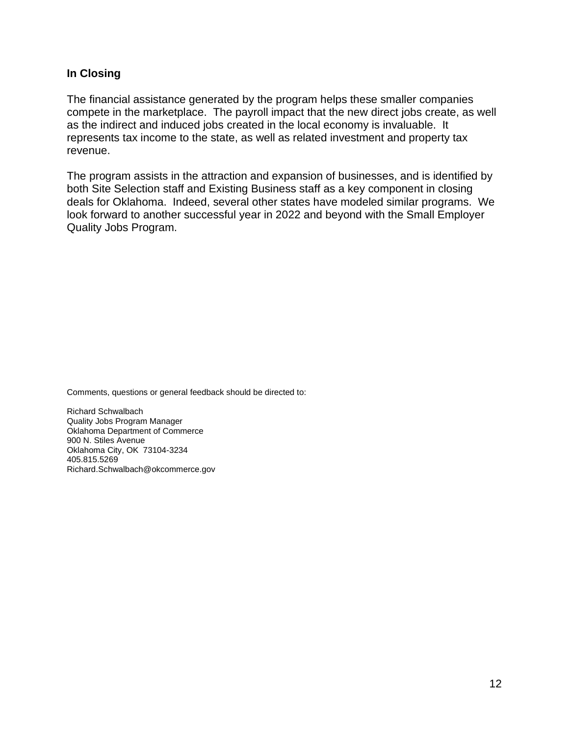### In Closing

The financial assistance generated by the program helps these smaller companies compete in the marketplace. The payroll impact that the new direct jobs create, as well as the indirect and induced jobs created in the local economy is invaluable. It represents tax income to the state, as well as related investment and property tax revenue.

The program assists in the attraction and expansion of businesses, and is identified by both Site Selection staff and Existing Business staff as a key component in closing deals for Oklahoma. Indeed, several other states have modeled similar programs. We look forward to another successful year in 2022 and beyond with the Small Employer Quality Jobs Program.

Comments, questions or general feedback should be directed to:

Richard Schwalbach
Quality Jobs Program Manager
Oklahoma Department of Commerce
900 N. Stiles Avenue
Oklahoma City, OK 73104-3234
405.815.5269
Richard.Schwalbach@okcommerce.gov